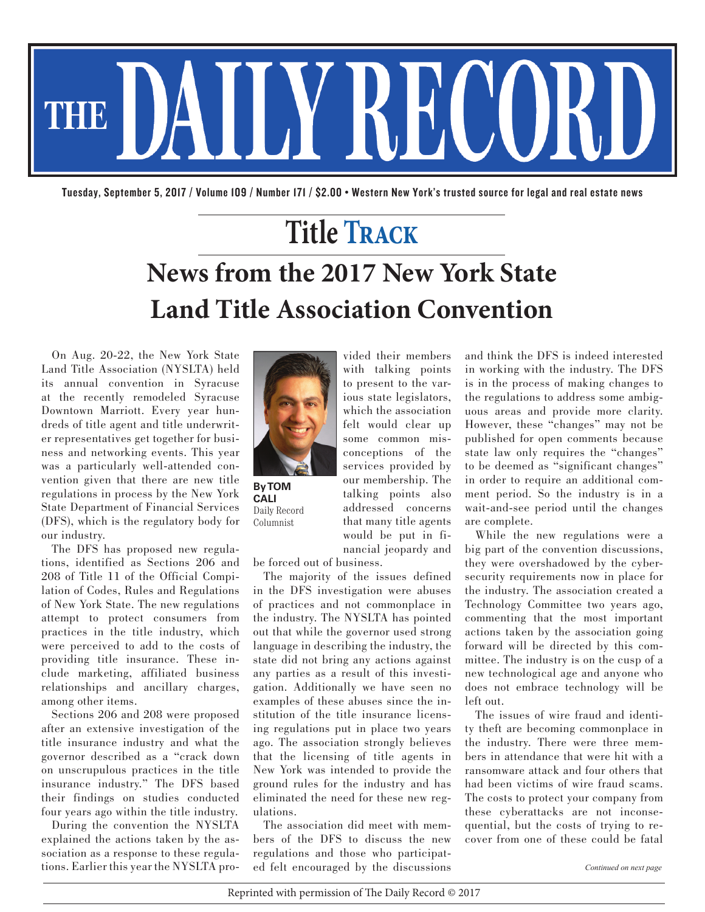# THE DAILY RECORD

Tuesday, September 5, 2017 / Volume 109 / Number 171 / $2.00 • Western New York's trusted source for legal and real estate news

## Title TRACK

# News from the 2017 New York State Land Title Association Convention

By TOM CALI
Daily Record Columnist

On Aug. 20-22, the New York State Land Title Association (NYSLTA) held its annual convention in Syracuse at the recently remodeled Syracuse Downtown Marriott. Every year hundreds of title agent and title underwriter representatives get together for business and networking events. This year was a particularly well-attended convention given that there are new title regulations in process by the New York State Department of Financial Services (DFS), which is the regulatory body for our industry.

The DFS has proposed new regulations, identified as Sections 206 and 208 of Title 11 of the Official Compilation of Codes, Rules and Regulations of New York State. The new regulations attempt to protect consumers from practices in the title industry, which were perceived to add to the costs of providing title insurance. These include marketing, affiliated business relationships and ancillary charges, among other items.

Sections 206 and 208 were proposed after an extensive investigation of the title insurance industry and what the governor described as a "crack down on unscrupulous practices in the title insurance industry." The DFS based their findings on studies conducted four years ago within the title industry.

During the convention the NYSLTA explained the actions taken by the association as a response to these regulations. Earlier this year the NYSLTA provided their members with talking points to present to the various state legislators, which the association felt would clear up some common misconceptions of the services provided by our membership. The talking points also addressed concerns that many title agents would be put in financial jeopardy and be forced out of business.

The majority of the issues defined in the DFS investigation were abuses of practices and not commonplace in the industry. The NYSLTA has pointed out that while the governor used strong language in describing the industry, the state did not bring any actions against any parties as a result of this investigation. Additionally we have seen no examples of these abuses since the institution of the title insurance licensing regulations put in place two years ago. The association strongly believes that the licensing of title agents in New York was intended to provide the ground rules for the industry and has eliminated the need for these new regulations.

The association did meet with members of the DFS to discuss the new regulations and those who participated felt encouraged by the discussions and think the DFS is indeed interested in working with the industry. The DFS is in the process of making changes to the regulations to address some ambiguous areas and provide more clarity. However, these "changes" may not be published for open comments because state law only requires the "changes" to be deemed as "significant changes" in order to require an additional comment period. So the industry is in a wait-and-see period until the changes are complete.

While the new regulations were a big part of the convention discussions, they were overshadowed by the cybersecurity requirements now in place for the industry. The association created a Technology Committee two years ago, commenting that the most important actions taken by the association going forward will be directed by this committee. The industry is on the cusp of a new technological age and anyone who does not embrace technology will be left out.

The issues of wire fraud and identity theft are becoming commonplace in the industry. There were three members in attendance that were hit with a ransomware attack and four others that had been victims of wire fraud scams. The costs to protect your company from these cyberattacks are not inconsequential, but the costs of trying to recover from one of these could be fatal

*Continued on next page*

Reprinted with permission of The Daily Record © 2017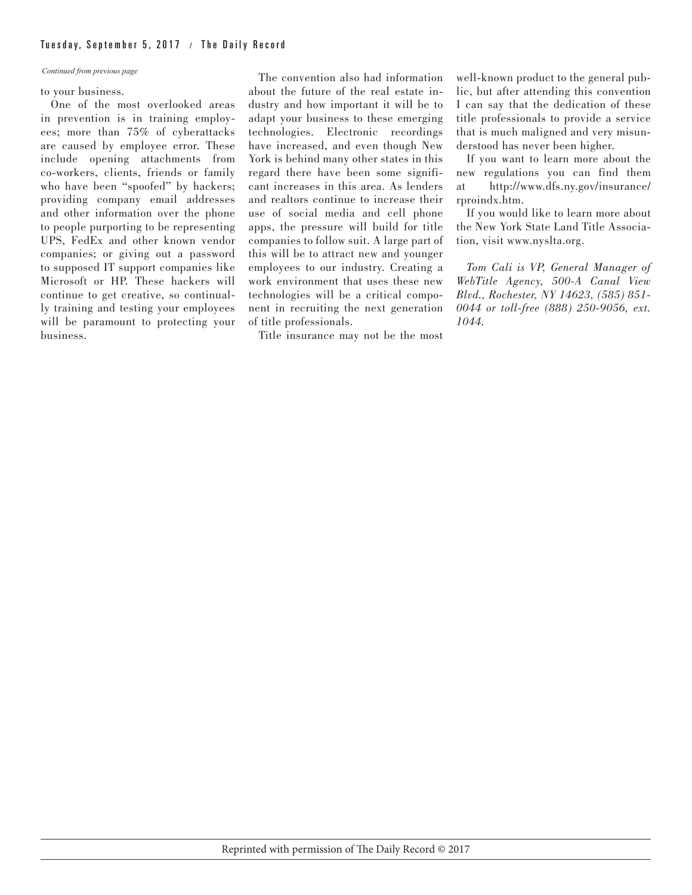*Continued from previous page*

to your business.

One of the most overlooked areas in prevention is in training employees; more than 75% of cyberattacks are caused by employee error. These include opening attachments from co-workers, clients, friends or family who have been "spoofed" by hackers; providing company email addresses and other information over the phone to people purporting to be representing UPS, FedEx and other known vendor companies; or giving out a password to supposed IT support companies like Microsoft or HP. These hackers will continue to get creative, so continually training and testing your employees will be paramount to protecting your business.

The convention also had information about the future of the real estate industry and how important it will be to adapt your business to these emerging technologies. Electronic recordings have increased, and even though New York is behind many other states in this regard there have been some significant increases in this area. As lenders and realtors continue to increase their use of social media and cell phone apps, the pressure will build for title companies to follow suit. A large part of this will be to attract new and younger employees to our industry. Creating a work environment that uses these new technologies will be a critical component in recruiting the next generation of title professionals.

Title insurance may not be the most well-known product to the general public, but after attending this convention I can say that the dedication of these title professionals to provide a service that is much maligned and very misunderstood has never been higher.

If you want to learn more about the new regulations you can find them at http://www.dfs.ny.gov/insurance/rproindx.htm.

If you would like to learn more about the New York State Land Title Association, visit www.nyslta.org.

*Tom Cali is VP, General Manager of WebTitle Agency, 500-A Canal View Blvd., Rochester, NY 14623, (585) 851-0044 or toll-free (888) 250-9056, ext. 1044.*

Reprinted with permission of The Daily Record © 2017